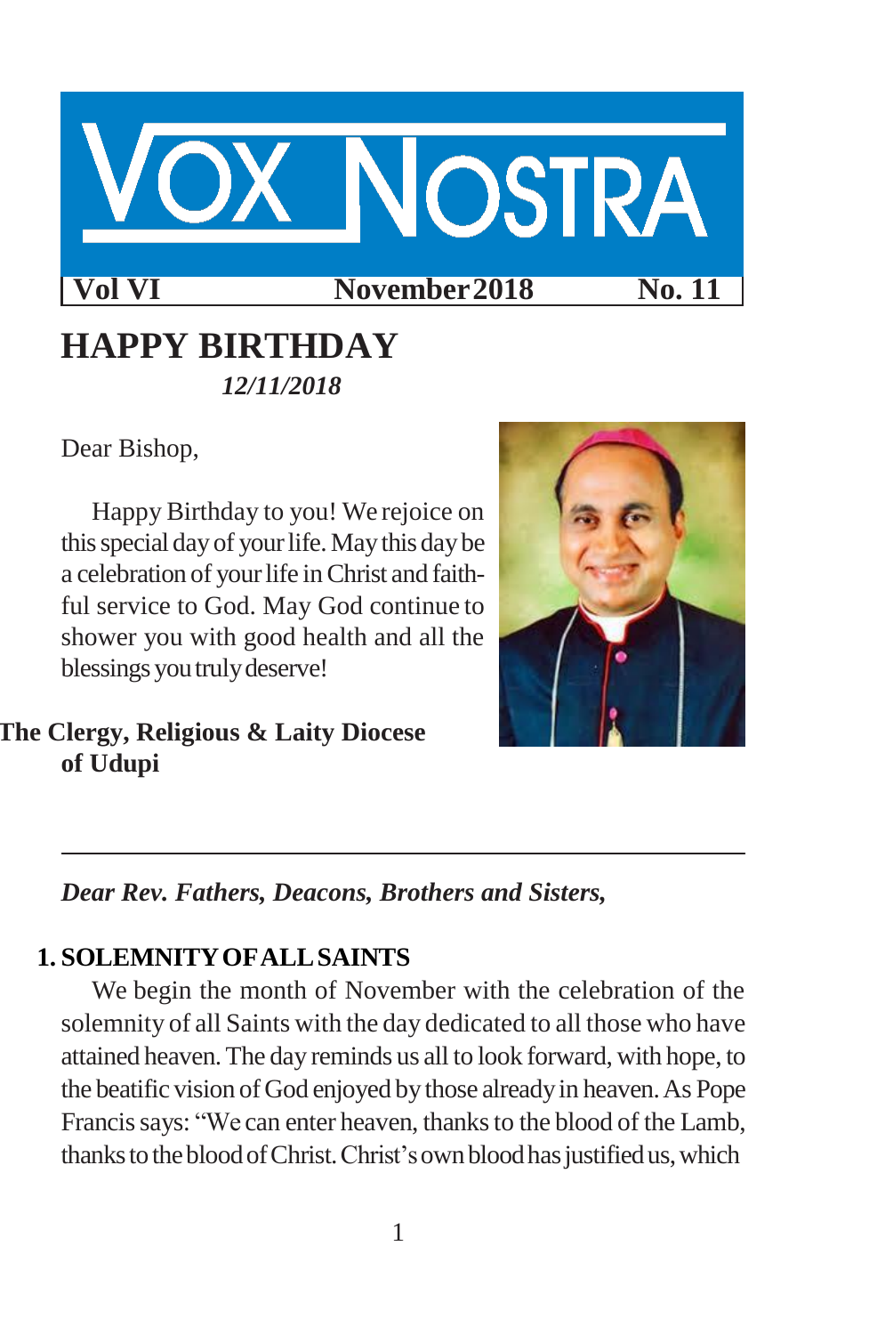# VOX NOSTRA

**Vol VI** **November 2018** **No. 11**

## HAPPY BIRTHDAY

***12/11/2018***

Dear Bishop,

Happy Birthday to you! We rejoice on this special day of your life. May this day be a celebration of your life in Christ and faithful service to God. May God continue to shower you with good health and all the blessings you truly deserve!

**The Clergy, Religious & Laity Diocese of Udupi**

---

***Dear Rev. Fathers, Deacons, Brothers and Sisters,***

### 1. SOLEMNITY OF ALL SAINTS

We begin the month of November with the celebration of the solemnity of all Saints with the day dedicated to all those who have attained heaven. The day reminds us all to look forward, with hope, to the beatific vision of God enjoyed by those already in heaven. As Pope Francis says: "We can enter heaven, thanks to the blood of the Lamb, thanks to the blood of Christ. Christ's own blood has justified us, which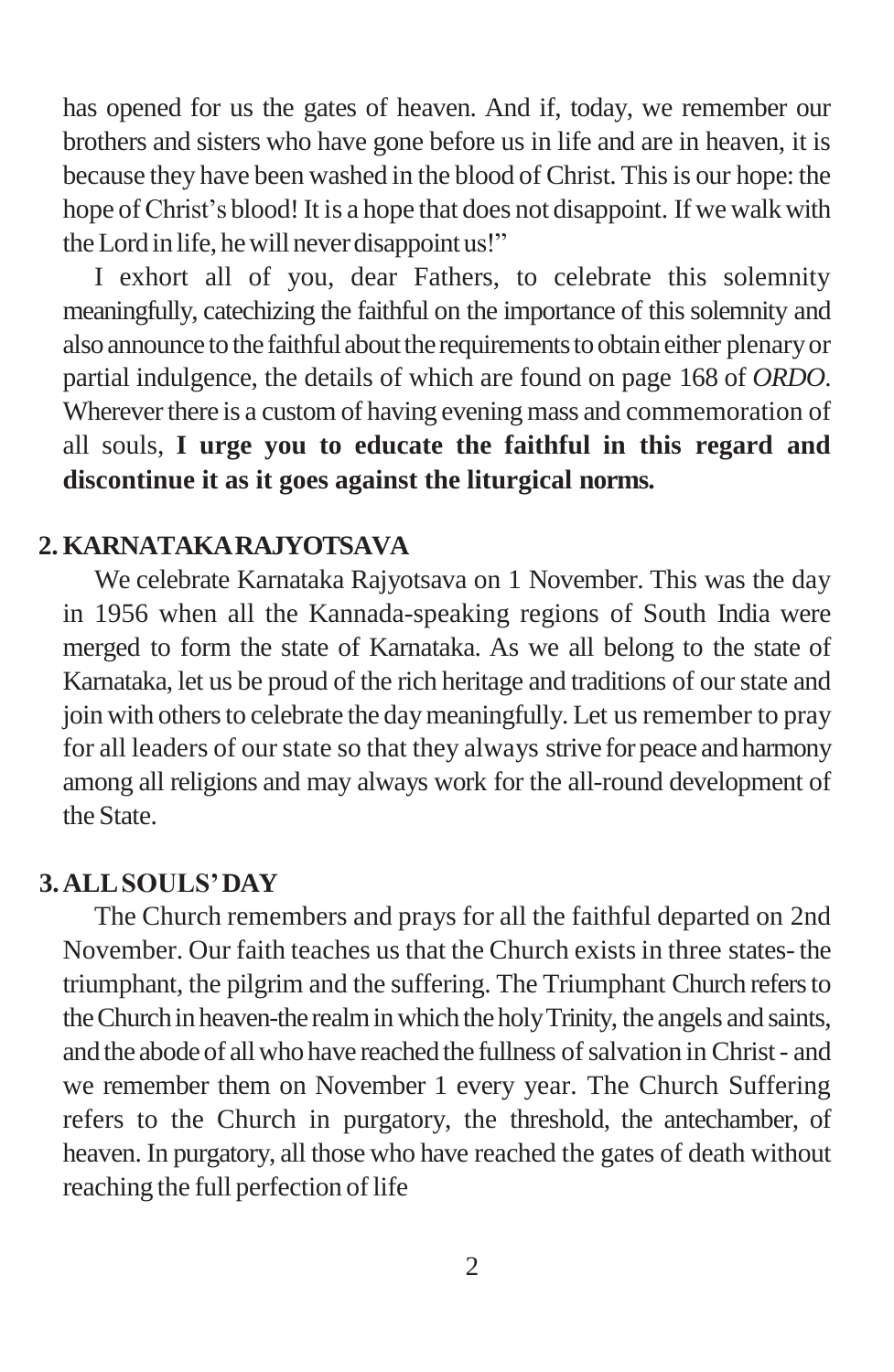has opened for us the gates of heaven. And if, today, we remember our brothers and sisters who have gone before us in life and are in heaven, it is because they have been washed in the blood of Christ. This is our hope: the hope of Christ's blood! It is a hope that does not disappoint. If we walk with the Lord in life, he will never disappoint us!"

I exhort all of you, dear Fathers, to celebrate this solemnity meaningfully, catechizing the faithful on the importance of this solemnity and also announce to the faithful about the requirements to obtain either plenary or partial indulgence, the details of which are found on page 168 of *ORDO*. Wherever there is a custom of having evening mass and commemoration of all souls, **I urge you to educate the faithful in this regard and discontinue it as it goes against the liturgical norms.**

## 2. KARNATAKA RAJYOTSAVA

We celebrate Karnataka Rajyotsava on 1 November. This was the day in 1956 when all the Kannada-speaking regions of South India were merged to form the state of Karnataka. As we all belong to the state of Karnataka, let us be proud of the rich heritage and traditions of our state and join with others to celebrate the day meaningfully. Let us remember to pray for all leaders of our state so that they always strive for peace and harmony among all religions and may always work for the all-round development of the State.

## 3. ALL SOULS' DAY

The Church remembers and prays for all the faithful departed on 2nd November. Our faith teaches us that the Church exists in three states- the triumphant, the pilgrim and the suffering. The Triumphant Church refers to the Church in heaven-the realm in which the holy Trinity, the angels and saints, and the abode of all who have reached the fullness of salvation in Christ - and we remember them on November 1 every year. The Church Suffering refers to the Church in purgatory, the threshold, the antechamber, of heaven. In purgatory, all those who have reached the gates of death without reaching the full perfection of life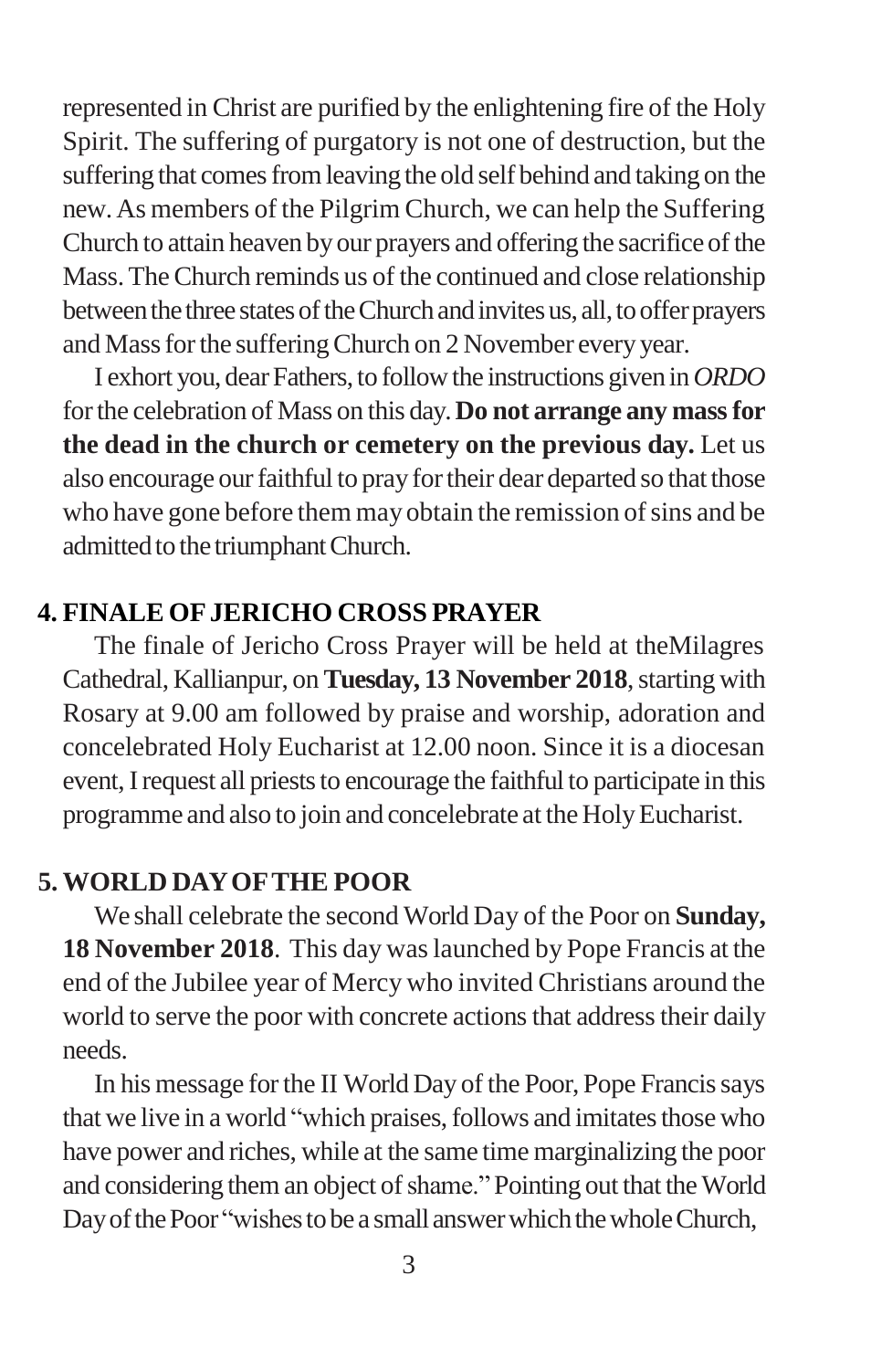represented in Christ are purified by the enlightening fire of the Holy Spirit. The suffering of purgatory is not one of destruction, but the suffering that comes from leaving the old self behind and taking on the new. As members of the Pilgrim Church, we can help the Suffering Church to attain heaven by our prayers and offering the sacrifice of the Mass. The Church reminds us of the continued and close relationship between the three states of the Church and invites us, all, to offer prayers and Mass for the suffering Church on 2 November every year.

I exhort you, dear Fathers, to follow the instructions given in *ORDO* for the celebration of Mass on this day. **Do not arrange any mass for the dead in the church or cemetery on the previous day.** Let us also encourage our faithful to pray for their dear departed so that those who have gone before them may obtain the remission of sins and be admitted to the triumphant Church.

## 4. FINALE OF JERICHO CROSS PRAYER

The finale of Jericho Cross Prayer will be held at theMilagres Cathedral, Kallianpur, on **Tuesday, 13 November 2018**, starting with Rosary at 9.00 am followed by praise and worship, adoration and concelebrated Holy Eucharist at 12.00 noon. Since it is a diocesan event, I request all priests to encourage the faithful to participate in this programme and also to join and concelebrate at the Holy Eucharist.

## 5. WORLD DAY OF THE POOR

We shall celebrate the second World Day of the Poor on **Sunday, 18 November 2018**. This day was launched by Pope Francis at the end of the Jubilee year of Mercy who invited Christians around the world to serve the poor with concrete actions that address their daily needs.

In his message for the II World Day of the Poor, Pope Francis says that we live in a world "which praises, follows and imitates those who have power and riches, while at the same time marginalizing the poor and considering them an object of shame." Pointing out that the World Day of the Poor "wishes to be a small answer which the whole Church,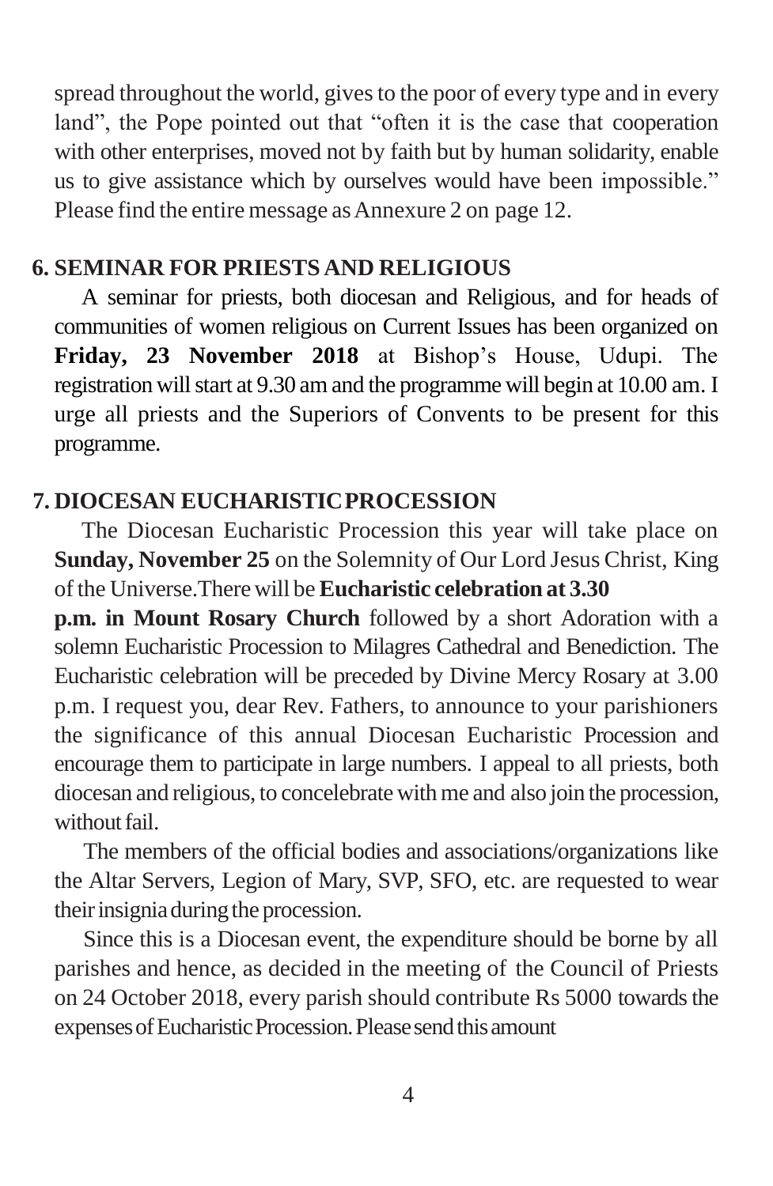spread throughout the world, gives to the poor of every type and in every land", the Pope pointed out that "often it is the case that cooperation with other enterprises, moved not by faith but by human solidarity, enable us to give assistance which by ourselves would have been impossible." Please find the entire message as Annexure 2 on page 12.

## 6. SEMINAR FOR PRIESTS AND RELIGIOUS

A seminar for priests, both diocesan and Religious, and for heads of communities of women religious on Current Issues has been organized on **Friday, 23 November 2018** at Bishop's House, Udupi. The registration will start at 9.30 am and the programme will begin at 10.00 am. I urge all priests and the Superiors of Convents to be present for this programme.

## 7. DIOCESAN EUCHARISTIC PROCESSION

The Diocesan Eucharistic Procession this year will take place on **Sunday, November 25** on the Solemnity of Our Lord Jesus Christ, King of the Universe. There will be **Eucharistic celebration at 3.30 p.m. in Mount Rosary Church** followed by a short Adoration with a solemn Eucharistic Procession to Milagres Cathedral and Benediction. The Eucharistic celebration will be preceded by Divine Mercy Rosary at 3.00 p.m. I request you, dear Rev. Fathers, to announce to your parishioners the significance of this annual Diocesan Eucharistic Procession and encourage them to participate in large numbers. I appeal to all priests, both diocesan and religious, to concelebrate with me and also join the procession, without fail.

The members of the official bodies and associations/organizations like the Altar Servers, Legion of Mary, SVP, SFO, etc. are requested to wear their insignia during the procession.

Since this is a Diocesan event, the expenditure should be borne by all parishes and hence, as decided in the meeting of the Council of Priests on 24 October 2018, every parish should contribute Rs 5000 towards the expenses of Eucharistic Procession. Please send this amount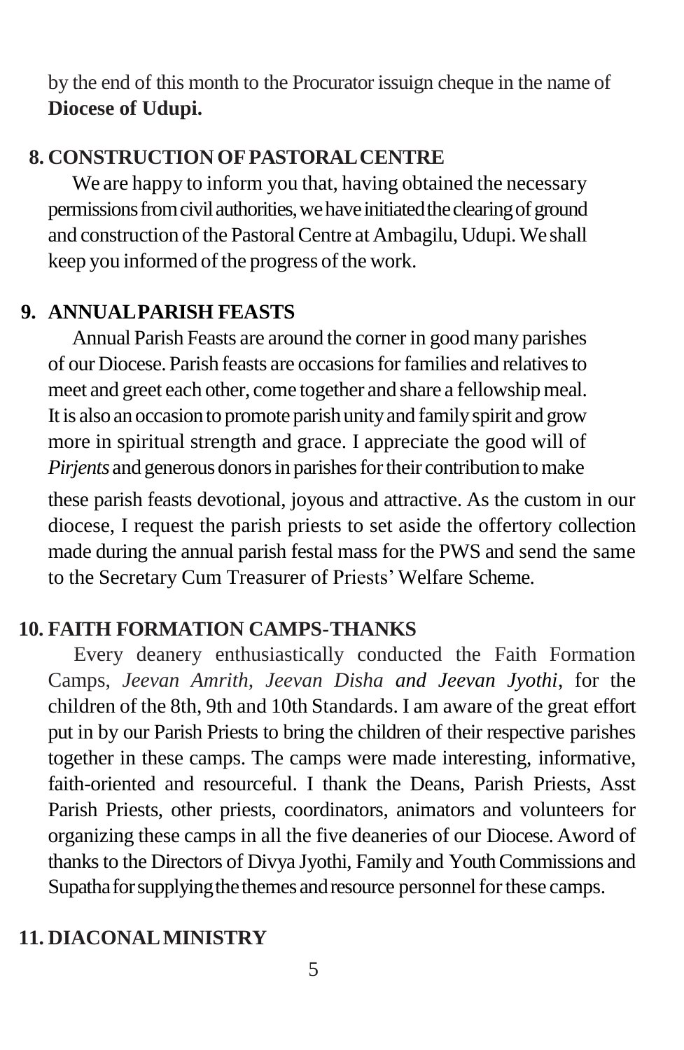by the end of this month to the Procurator issuign cheque in the name of **Diocese of Udupi.**

## 8. CONSTRUCTION OF PASTORAL CENTRE

We are happy to inform you that, having obtained the necessary permissions from civil authorities, we have initiated the clearing of ground and construction of the Pastoral Centre at Ambagilu, Udupi. We shall keep you informed of the progress of the work.

## 9. ANNUAL PARISH FEASTS

Annual Parish Feasts are around the corner in good many parishes of our Diocese. Parish feasts are occasions for families and relatives to meet and greet each other, come together and share a fellowship meal. It is also an occasion to promote parish unity and family spirit and grow more in spiritual strength and grace. I appreciate the good will of *Pirjents* and generous donors in parishes for their contribution to make these parish feasts devotional, joyous and attractive. As the custom in our diocese, I request the parish priests to set aside the offertory collection made during the annual parish festal mass for the PWS and send the same to the Secretary Cum Treasurer of Priests' Welfare Scheme.

## 10. FAITH FORMATION CAMPS-THANKS

Every deanery enthusiastically conducted the Faith Formation Camps, *Jeevan Amrith, Jeevan Disha and Jeevan Jyothi*, for the children of the 8th, 9th and 10th Standards. I am aware of the great effort put in by our Parish Priests to bring the children of their respective parishes together in these camps. The camps were made interesting, informative, faith-oriented and resourceful. I thank the Deans, Parish Priests, Asst Parish Priests, other priests, coordinators, animators and volunteers for organizing these camps in all the five deaneries of our Diocese. Aword of thanks to the Directors of Divya Jyothi, Family and Youth Commissions and Supatha for supplying the themes and resource personnel for these camps.

## 11. DIACONAL MINISTRY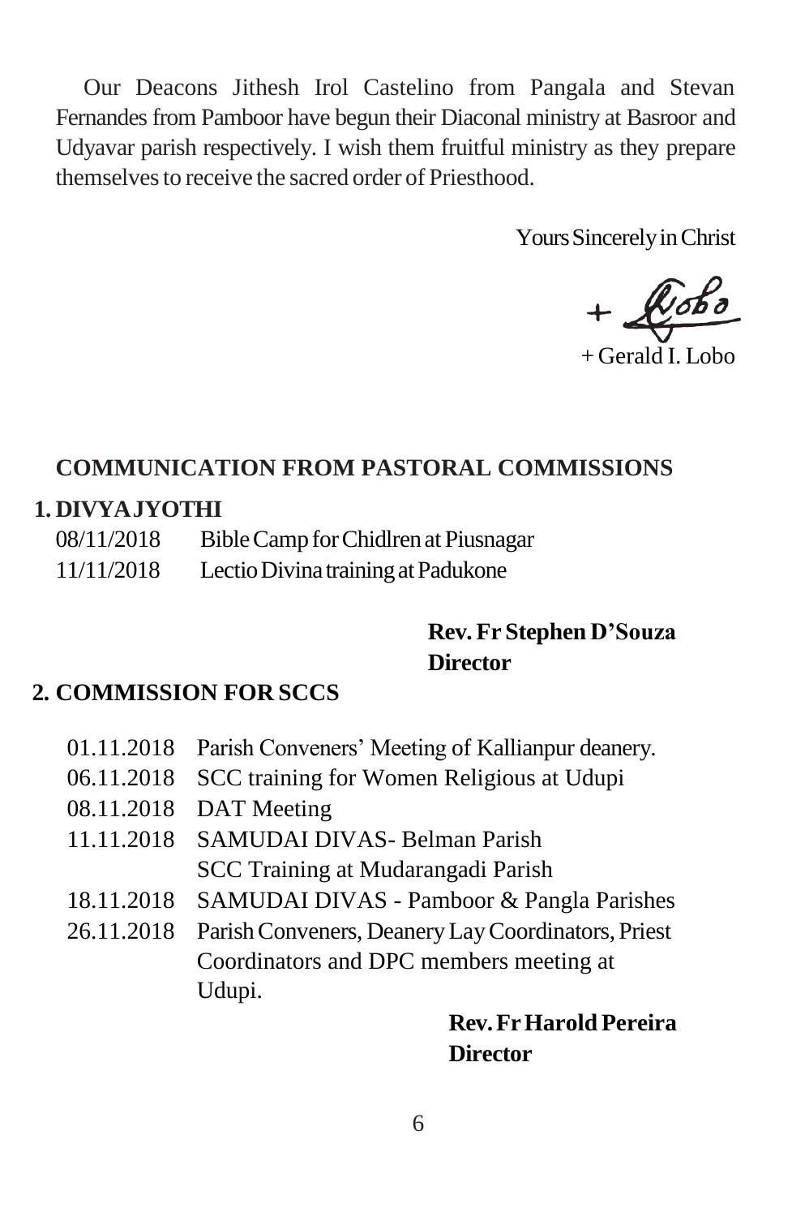Our Deacons Jithesh Irol Castelino from Pangala and Stevan Fernandes from Pamboor have begun their Diaconal ministry at Basroor and Udyavar parish respectively. I wish them fruitful ministry as they prepare themselves to receive the sacred order of Priesthood.

Yours Sincerely in Christ

+ Gerald I. Lobo

## COMMUNICATION FROM PASTORAL COMMISSIONS

### 1. DIVYAJYOTHI

08/11/2018 Bible Camp for Chidlren at Piusnagar

11/11/2018 Lectio Divina training at Padukone

**Rev. Fr Stephen D'Souza**
**Director**

### 2. COMMISSION FOR SCCS

01.11.2018 Parish Conveners' Meeting of Kallianpur deanery.

06.11.2018 SCC training for Women Religious at Udupi

08.11.2018 DAT Meeting

11.11.2018 SAMUDAI DIVAS- Belman Parish
SCC Training at Mudarangadi Parish

18.11.2018 SAMUDAI DIVAS - Pamboor & Pangla Parishes

26.11.2018 Parish Conveners, Deanery Lay Coordinators, Priest Coordinators and DPC members meeting at Udupi.

**Rev. Fr Harold Pereira**
**Director**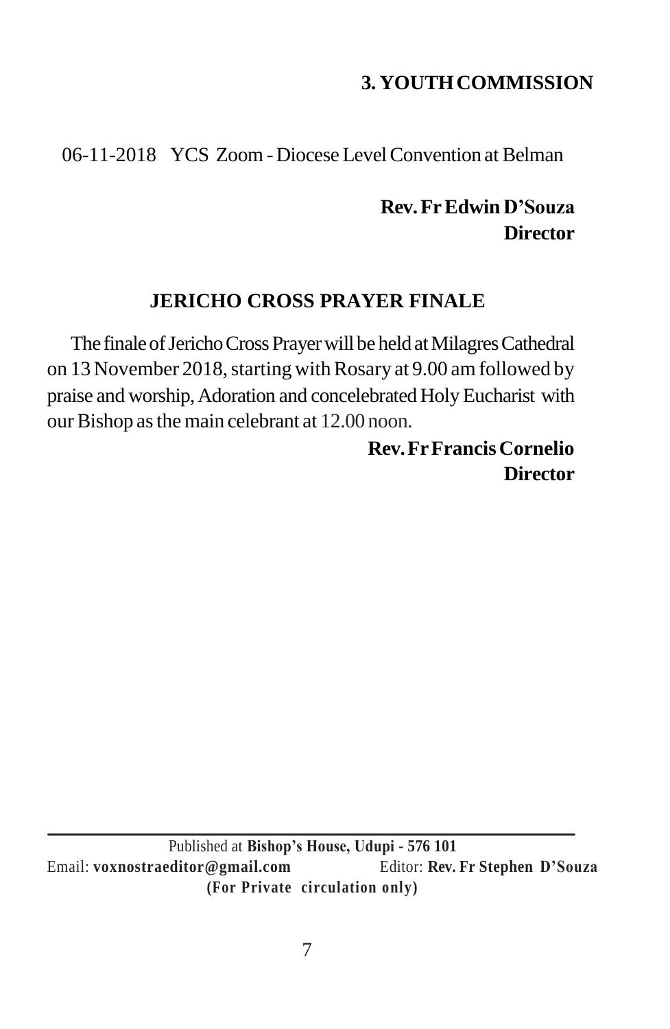## 3. YOUTH COMMISSION

06-11-2018 YCS Zoom - Diocese Level Convention at Belman

**Rev. Fr Edwin D'Souza**
**Director**

## JERICHO CROSS PRAYER FINALE

The finale of Jericho Cross Prayer will be held at Milagres Cathedral on 13 November 2018, starting with Rosary at 9.00 am followed by praise and worship, Adoration and concelebrated Holy Eucharist with our Bishop as the main celebrant at 12.00 noon.

**Rev. Fr Francis Cornelio**
**Director**

---

Published at **Bishop's House, Udupi - 576 101**
Email: **voxnostraeditor@gmail.com** Editor: **Rev. Fr Stephen D'Souza**
**(For Private circulation only)**